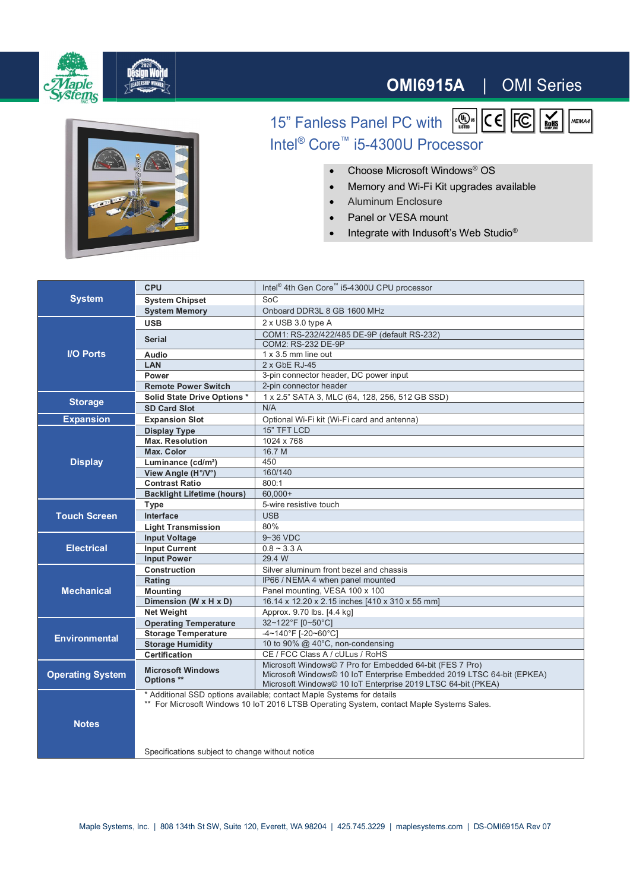# OMI6915A | OMI Series

## 15" Fanless Panel PC with Intel® Core™ i5-4300U Processor

- Choose Microsoft Windows® OS
- Memory and Wi-Fi Kit upgrades available
- Aluminum Enclosure
- Panel or VESA mount
- Integrate with Indusoft's Web Studio®

| | | |
|---|---|---|
| **System** | **CPU** | Intel® 4th Gen Core™ i5-4300U CPU processor |
| | **System Chipset** | SoC |
| | **System Memory** | Onboard DDR3L 8 GB 1600 MHz |
| **I/O Ports** | **USB** | 2 x USB 3.0 type A |
| | **Serial** | COM1: RS-232/422/485 DE-9P (default RS-232)<br>COM2: RS-232 DE-9P |
| | **Audio** | 1 x 3.5 mm line out |
| | **LAN** | 2 x GbE RJ-45 |
| | **Power** | 3-pin connector header, DC power input |
| | **Remote Power Switch** | 2-pin connector header |
| **Storage** | **Solid State Drive Options *** | 1 x 2.5" SATA 3, MLC (64, 128, 256, 512 GB SSD) |
| | **SD Card Slot** | N/A |
| **Expansion** | **Expansion Slot** | Optional Wi-Fi kit (Wi-Fi card and antenna) |
| **Display** | **Display Type** | 15" TFT LCD |
| | **Max. Resolution** | 1024 x 768 |
| | **Max. Color** | 16.7 M |
| | **Luminance (cd/m²)** | 450 |
| | **View Angle (H°/V°)** | 160/140 |
| | **Contrast Ratio** | 800:1 |
| | **Backlight Lifetime (hours)** | 60,000+ |
| **Touch Screen** | **Type** | 5-wire resistive touch |
| | **Interface** | USB |
| | **Light Transmission** | 80% |
| **Electrical** | **Input Voltage** | 9~36 VDC |
| | **Input Current** | 0.8 ~ 3.3 A |
| | **Input Power** | 29.4 W |
| **Mechanical** | **Construction** | Silver aluminum front bezel and chassis |
| | **Rating** | IP66 / NEMA 4 when panel mounted |
| | **Mounting** | Panel mounting, VESA 100 x 100 |
| | **Dimension (W x H x D)** | 16.14 x 12.20 x 2.15 inches [410 x 310 x 55 mm] |
| | **Net Weight** | Approx. 9.70 lbs. [4.4 kg] |
| **Environmental** | **Operating Temperature** | 32~122°F [0~50°C] |
| | **Storage Temperature** | -4~140°F [-20~60°C] |
| | **Storage Humidity** | 10 to 90% @ 40°C, non-condensing |
| | **Certification** | CE / FCC Class A / cULus / RoHS |
| **Operating System** | **Microsoft Windows Options **** | Microsoft Windows© 7 Pro for Embedded 64-bit (FES 7 Pro)<br>Microsoft Windows© 10 IoT Enterprise Embedded 2019 LTSC 64-bit (EPKEA)<br>Microsoft Windows© 10 IoT Enterprise 2019 LTSC 64-bit (PKEA) |
| **Notes** | * Additional SSD options available; contact Maple Systems for details<br>** For Microsoft Windows 10 IoT 2016 LTSB Operating System, contact Maple Systems Sales.<br><br>Specifications subject to change without notice | |

Maple Systems, Inc. | 808 134th St SW, Suite 120, Everett, WA 98204 | 425.745.3229 | maplesystems.com | DS-OMI6915A Rev 07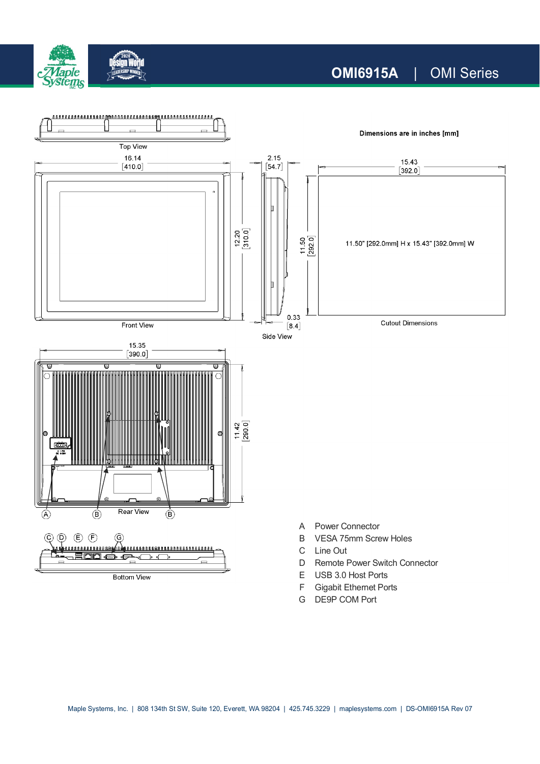# OMI6915A | OMI Series

Dimensions are in inches [mm]

Top View

16.14
[410.0]

12.20
[310.0]

Front View

2.15
[54.7]

0.33
[8.4]

Side View

15.43
[392.0]

11.50
[292.0]

11.50" [292.0mm] H x 15.43" [392.0mm] W

Cutout Dimensions

15.35
[390.0]

11.42
[290.0]

Rear View

Bottom View

- A Power Connector
- B VESA 75mm Screw Holes
- C Line Out
- D Remote Power Switch Connector
- E USB 3.0 Host Ports
- F Gigabit Ethernet Ports
- G DE9P COM Port

Maple Systems, Inc. | 808 134th St SW, Suite 120, Everett, WA 98204 | 425.745.3229 | maplesystems.com | DS-OMI6915A Rev 07